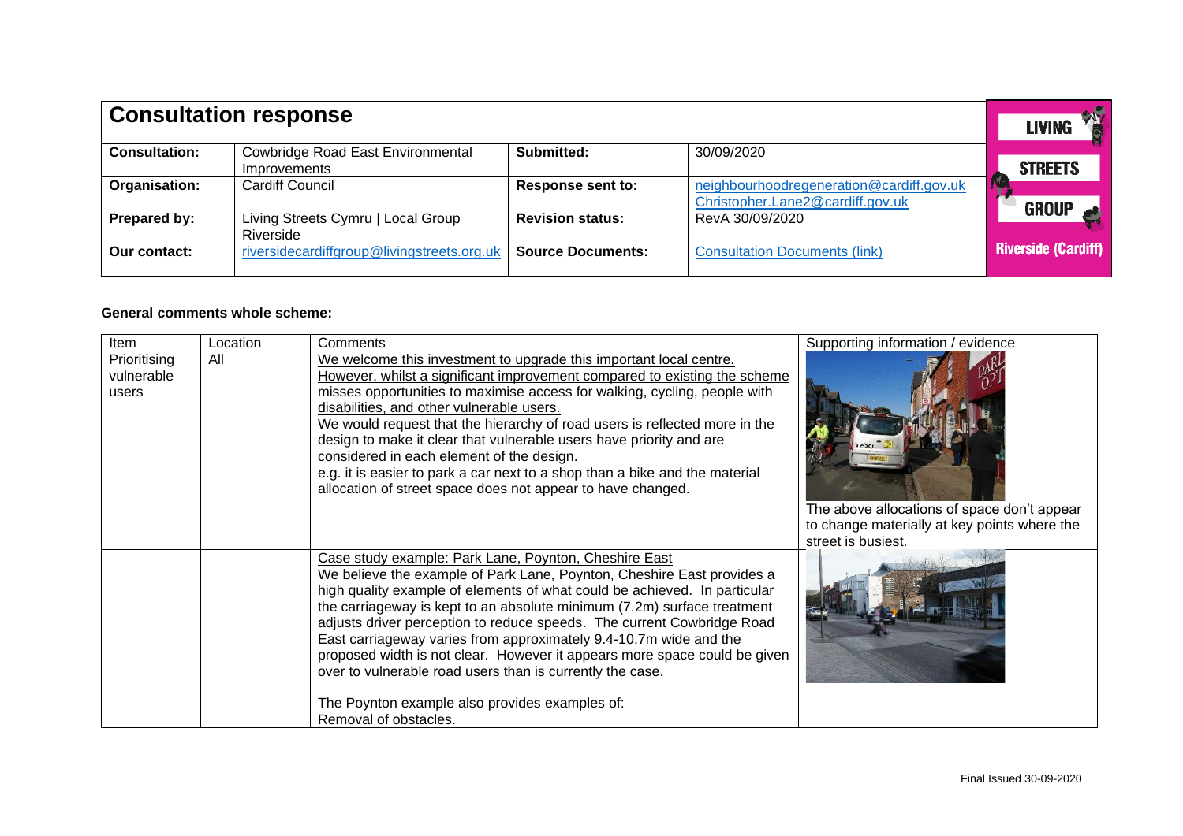# Consultation response

| | | | |
|---|---|---|---|
| **Consultation:** | Cowbridge Road East Environmental Improvements | **Submitted:** | 30/09/2020 |
| **Organisation:** | Cardiff Council | **Response sent to:** | neighbourhoodregeneration@cardiff.gov.uk Christopher.Lane2@cardiff.gov.uk |
| **Prepared by:** | Living Streets Cymru \| Local Group Riverside | **Revision status:** | RevA 30/09/2020 |
| **Our contact:** | riversidecardiffgroup@livingstreets.org.uk | **Source Documents:** | Consultation Documents (link) |

LIVING STREETS GROUP Riverside (Cardiff)

**General comments whole scheme:**

| Item | Location | Comments | Supporting information / evidence |
|---|---|---|---|
| Prioritising vulnerable users | All | We welcome this investment to upgrade this important local centre. However, whilst a significant improvement compared to existing the scheme misses opportunities to maximise access for walking, cycling, people with disabilities, and other vulnerable users.<br>We would request that the hierarchy of road users is reflected more in the design to make it clear that vulnerable users have priority and are considered in each element of the design.<br>e.g. it is easier to park a car next to a shop than a bike and the material allocation of street space does not appear to have changed. | The above allocations of space don't appear to change materially at key points where the street is busiest. |
| | | Case study example: Park Lane, Poynton, Cheshire East<br>We believe the example of Park Lane, Poynton, Cheshire East provides a high quality example of elements of what could be achieved. In particular the carriageway is kept to an absolute minimum (7.2m) surface treatment adjusts driver perception to reduce speeds. The current Cowbridge Road East carriageway varies from approximately 9.4-10.7m wide and the proposed width is not clear. However it appears more space could be given over to vulnerable road users than is currently the case.<br><br>The Poynton example also provides examples of:<br>Removal of obstacles. | |

Final Issued 30-09-2020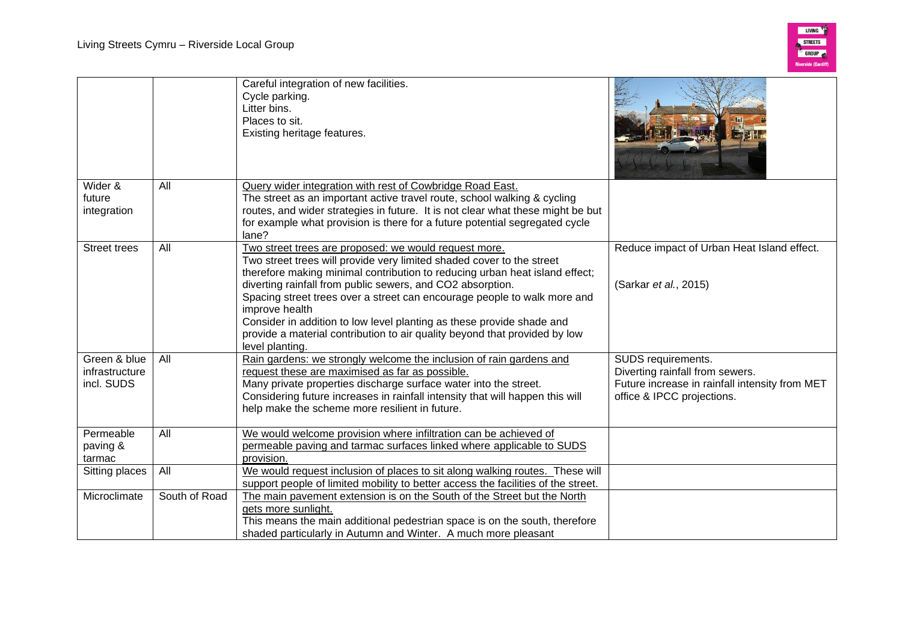| | | | |
|---|---|---|---|
| | | Careful integration of new facilities.<br>Cycle parking.<br>Litter bins.<br>Places to sit.<br>Existing heritage features. | |
| Wider & future integration | All | Query wider integration with rest of Cowbridge Road East.<br>The street as an important active travel route, school walking & cycling routes, and wider strategies in future. It is not clear what these might be but for example what provision is there for a future potential segregated cycle lane? | |
| Street trees | All | Two street trees are proposed: we would request more.<br>Two street trees will provide very limited shaded cover to the street therefore making minimal contribution to reducing urban heat island effect; diverting rainfall from public sewers, and CO2 absorption.<br>Spacing street trees over a street can encourage people to walk more and improve health<br>Consider in addition to low level planting as these provide shade and provide a material contribution to air quality beyond that provided by low level planting. | Reduce impact of Urban Heat Island effect.<br><br>(Sarkar *et al.*, 2015) |
| Green & blue infrastructure incl. SUDS | All | Rain gardens: we strongly welcome the inclusion of rain gardens and request these are maximised as far as possible.<br>Many private properties discharge surface water into the street.<br>Considering future increases in rainfall intensity that will happen this will help make the scheme more resilient in future. | SUDS requirements.<br>Diverting rainfall from sewers.<br>Future increase in rainfall intensity from MET office & IPCC projections. |
| Permeable paving & tarmac | All | We would welcome provision where infiltration can be achieved of permeable paving and tarmac surfaces linked where applicable to SUDS provision. | |
| Sitting places | All | We would request inclusion of places to sit along walking routes. These will support people of limited mobility to better access the facilities of the street. | |
| Microclimate | South of Road | The main pavement extension is on the South of the Street but the North gets more sunlight.<br>This means the main additional pedestrian space is on the south, therefore shaded particularly in Autumn and Winter. A much more pleasant | |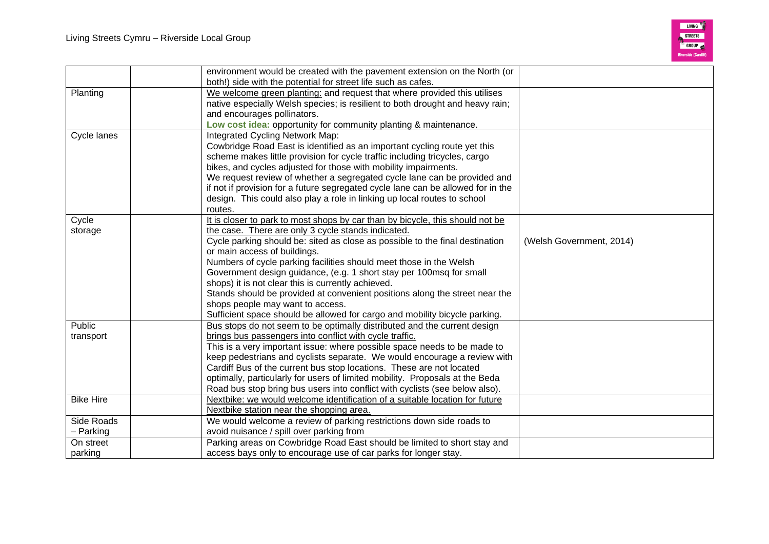| | | | |
|---|---|---|---|
| | | environment would be created with the pavement extension on the North (or both!) side with the potential for street life such as cafes. | |
| Planting | | We welcome green planting: and request that where provided this utilises native especially Welsh species; is resilient to both drought and heavy rain; and encourages pollinators.<br>**Low cost idea:** opportunity for community planting & maintenance. | |
| Cycle lanes | | Integrated Cycling Network Map:<br>Cowbridge Road East is identified as an important cycling route yet this scheme makes little provision for cycle traffic including tricycles, cargo bikes, and cycles adjusted for those with mobility impairments.<br>We request review of whether a segregated cycle lane can be provided and if not if provision for a future segregated cycle lane can be allowed for in the design. This could also play a role in linking up local routes to school routes. | |
| Cycle storage | | It is closer to park to most shops by car than by bicycle, this should not be the case. There are only 3 cycle stands indicated.<br>Cycle parking should be: sited as close as possible to the final destination or main access of buildings.<br>Numbers of cycle parking facilities should meet those in the Welsh Government design guidance, (e.g. 1 short stay per 100msq for small shops) it is not clear this is currently achieved.<br>Stands should be provided at convenient positions along the street near the shops people may want to access.<br>Sufficient space should be allowed for cargo and mobility bicycle parking. | (Welsh Government, 2014) |
| Public transport | | Bus stops do not seem to be optimally distributed and the current design brings bus passengers into conflict with cycle traffic.<br>This is a very important issue: where possible space needs to be made to keep pedestrians and cyclists separate. We would encourage a review with Cardiff Bus of the current bus stop locations. These are not located optimally, particularly for users of limited mobility. Proposals at the Beda Road bus stop bring bus users into conflict with cyclists (see below also). | |
| Bike Hire | | Nextbike: we would welcome identification of a suitable location for future Nextbike station near the shopping area. | |
| Side Roads – Parking | | We would welcome a review of parking restrictions down side roads to avoid nuisance / spill over parking from | |
| On street parking | | Parking areas on Cowbridge Road East should be limited to short stay and access bays only to encourage use of car parks for longer stay. | |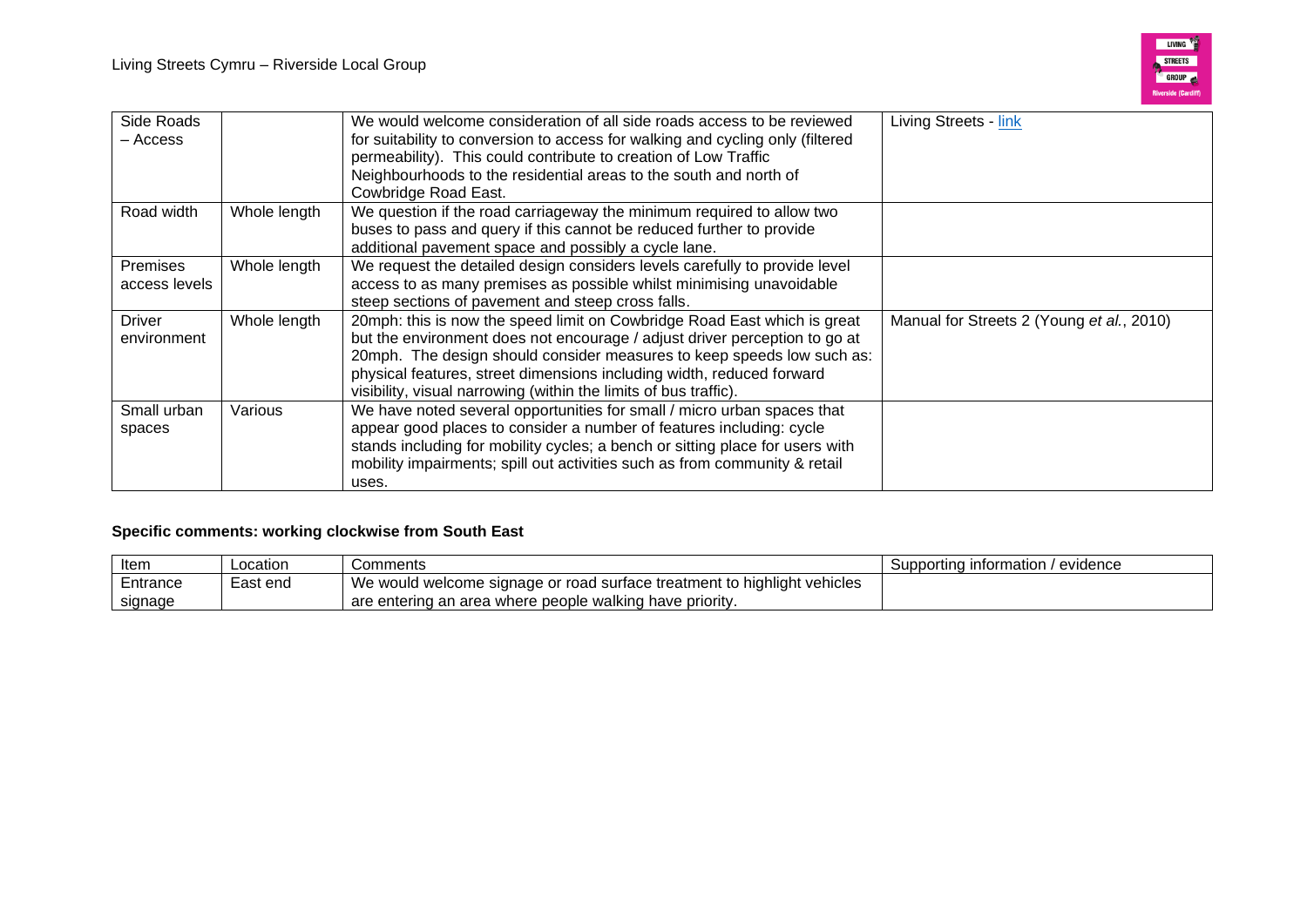| Side Roads – Access | | We would welcome consideration of all side roads access to be reviewed for suitability to conversion to access for walking and cycling only (filtered permeability). This could contribute to creation of Low Traffic Neighbourhoods to the residential areas to the south and north of Cowbridge Road East. | Living Streets - link |
|---|---|---|---|
| Road width | Whole length | We question if the road carriageway the minimum required to allow two buses to pass and query if this cannot be reduced further to provide additional pavement space and possibly a cycle lane. | |
| Premises access levels | Whole length | We request the detailed design considers levels carefully to provide level access to as many premises as possible whilst minimising unavoidable steep sections of pavement and steep cross falls. | |
| Driver environment | Whole length | 20mph: this is now the speed limit on Cowbridge Road East which is great but the environment does not encourage / adjust driver perception to go at 20mph. The design should consider measures to keep speeds low such as: physical features, street dimensions including width, reduced forward visibility, visual narrowing (within the limits of bus traffic). | Manual for Streets 2 (Young *et al.*, 2010) |
| Small urban spaces | Various | We have noted several opportunities for small / micro urban spaces that appear good places to consider a number of features including: cycle stands including for mobility cycles; a bench or sitting place for users with mobility impairments; spill out activities such as from community & retail uses. | |

**Specific comments: working clockwise from South East**

| Item | Location | Comments | Supporting information / evidence |
|---|---|---|---|
| Entrance signage | East end | We would welcome signage or road surface treatment to highlight vehicles are entering an area where people walking have priority. | |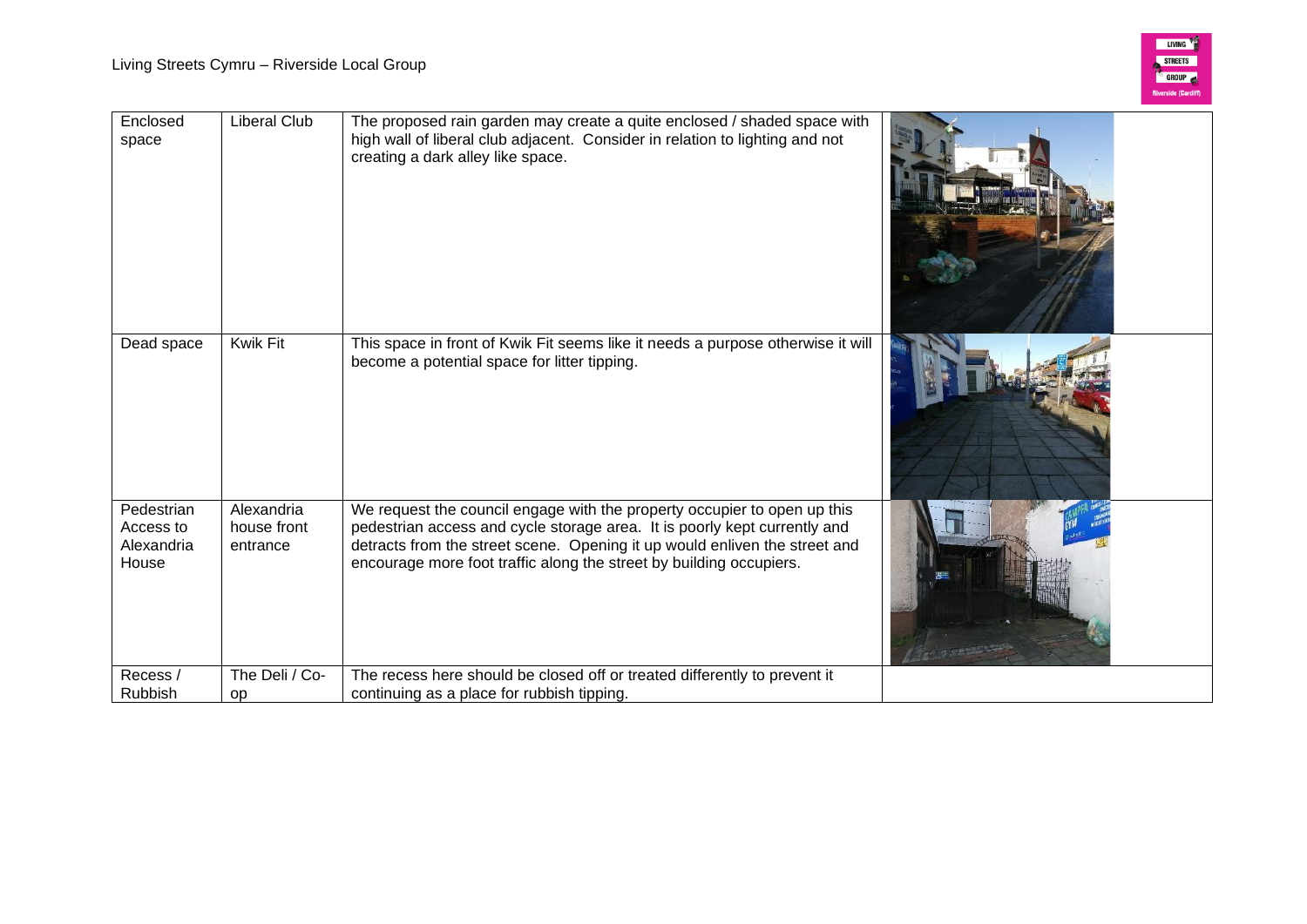| Enclosed space | Liberal Club | The proposed rain garden may create a quite enclosed / shaded space with high wall of liberal club adjacent. Consider in relation to lighting and not creating a dark alley like space. | |
|---|---|---|---|
| Dead space | Kwik Fit | This space in front of Kwik Fit seems like it needs a purpose otherwise it will become a potential space for litter tipping. | |
| Pedestrian Access to Alexandria House | Alexandria house front entrance | We request the council engage with the property occupier to open up this pedestrian access and cycle storage area. It is poorly kept currently and detracts from the street scene. Opening it up would enliven the street and encourage more foot traffic along the street by building occupiers. | |
| Recess / Rubbish | The Deli / Co-op | The recess here should be closed off or treated differently to prevent it continuing as a place for rubbish tipping. | |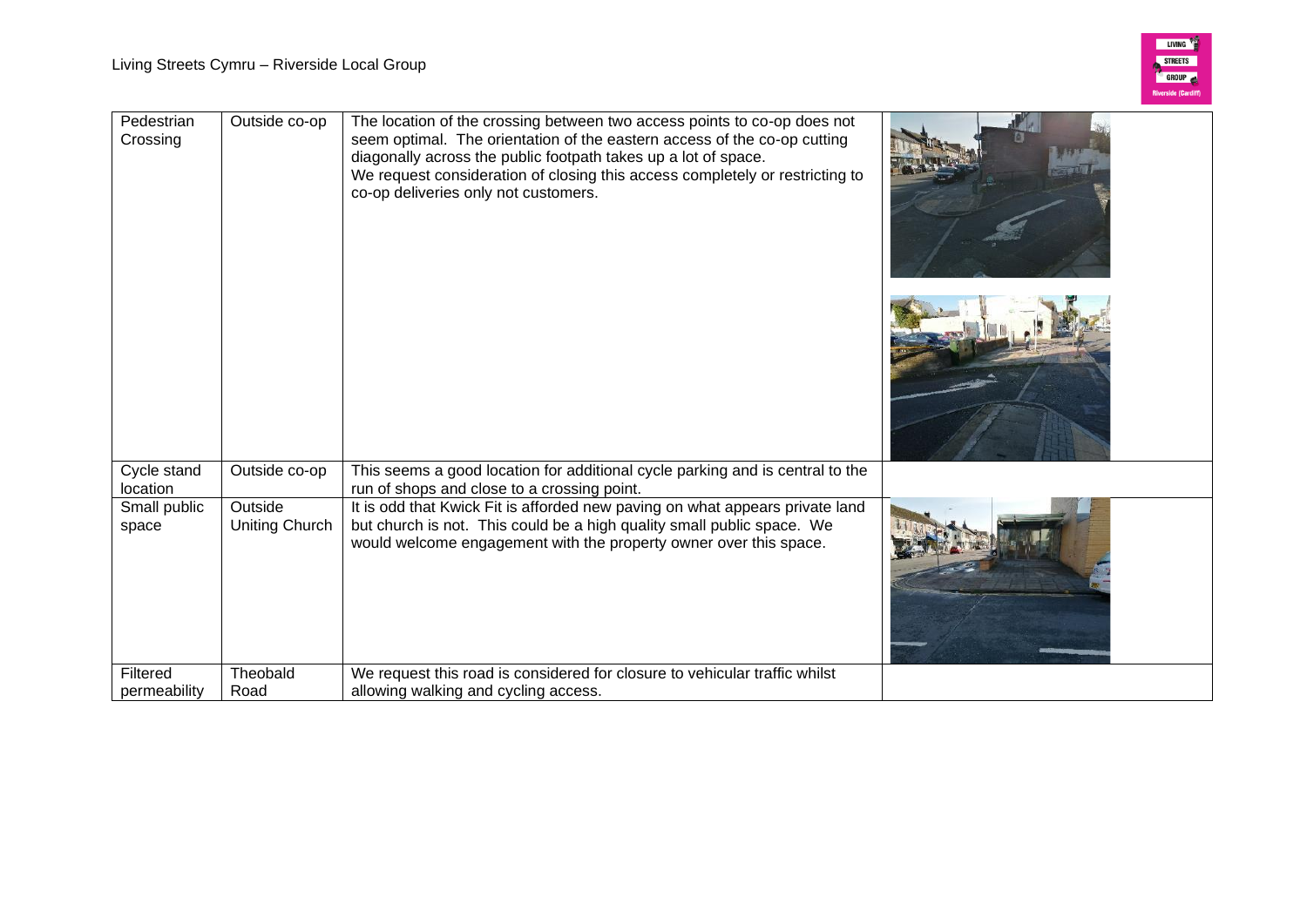| | | | |
|---|---|---|---|
| Pedestrian Crossing | Outside co-op | The location of the crossing between two access points to co-op does not seem optimal. The orientation of the eastern access of the co-op cutting diagonally across the public footpath takes up a lot of space.<br>We request consideration of closing this access completely or restricting to co-op deliveries only not customers. | |
| Cycle stand location | Outside co-op | This seems a good location for additional cycle parking and is central to the run of shops and close to a crossing point. | |
| Small public space | Outside Uniting Church | It is odd that Kwick Fit is afforded new paving on what appears private land but church is not. This could be a high quality small public space. We would welcome engagement with the property owner over this space. | |
| Filtered permeability | Theobald Road | We request this road is considered for closure to vehicular traffic whilst allowing walking and cycling access. | |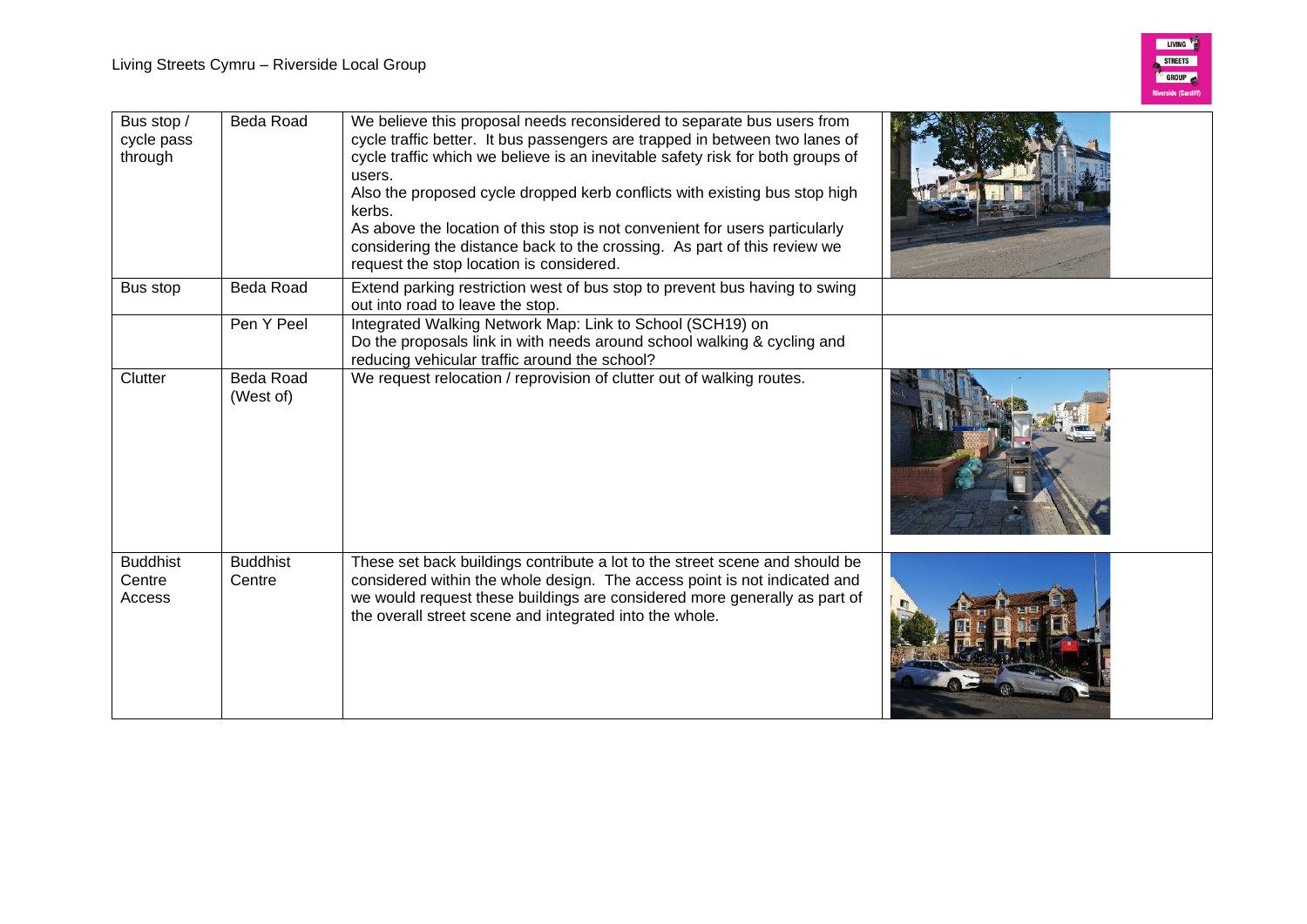| | | | |
|---|---|---|---|
| Bus stop / cycle pass through | Beda Road | We believe this proposal needs reconsidered to separate bus users from cycle traffic better. It bus passengers are trapped in between two lanes of cycle traffic which we believe is an inevitable safety risk for both groups of users.<br>Also the proposed cycle dropped kerb conflicts with existing bus stop high kerbs.<br>As above the location of this stop is not convenient for users particularly considering the distance back to the crossing. As part of this review we request the stop location is considered. | |
| Bus stop | Beda Road | Extend parking restriction west of bus stop to prevent bus having to swing out into road to leave the stop. | |
| | Pen Y Peel | Integrated Walking Network Map: Link to School (SCH19) on<br>Do the proposals link in with needs around school walking & cycling and reducing vehicular traffic around the school? | |
| Clutter | Beda Road (West of) | We request relocation / reprovision of clutter out of walking routes. | |
| Buddhist Centre Access | Buddhist Centre | These set back buildings contribute a lot to the street scene and should be considered within the whole design. The access point is not indicated and we would request these buildings are considered more generally as part of the overall street scene and integrated into the whole. | |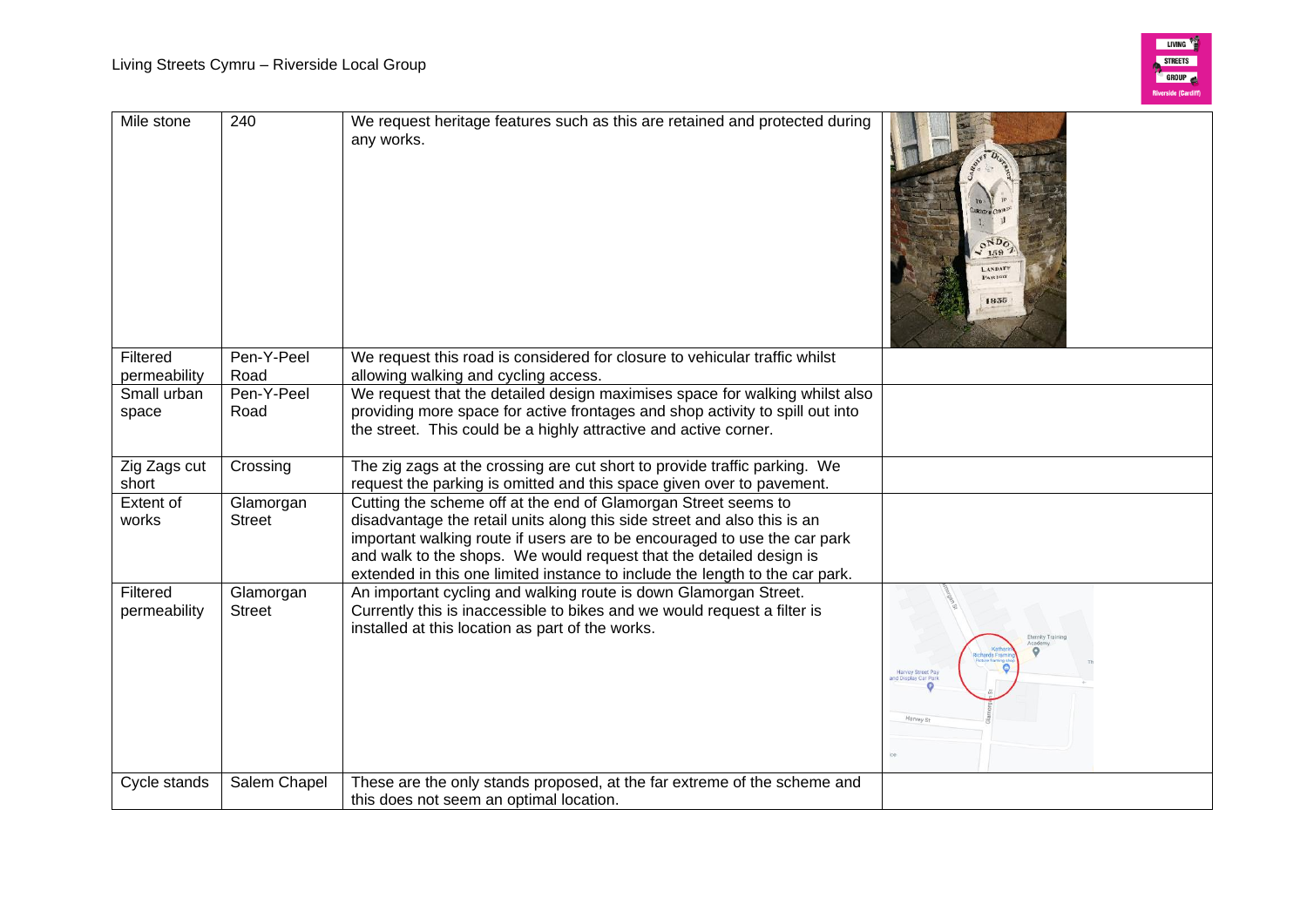| Mile stone | 240 | We request heritage features such as this are retained and protected during any works. | |
| --- | --- | --- | --- |
| Filtered permeability | Pen-Y-Peel Road | We request this road is considered for closure to vehicular traffic whilst allowing walking and cycling access. | |
| Small urban space | Pen-Y-Peel Road | We request that the detailed design maximises space for walking whilst also providing more space for active frontages and shop activity to spill out into the street. This could be a highly attractive and active corner. | |
| Zig Zags cut short | Crossing | The zig zags at the crossing are cut short to provide traffic parking. We request the parking is omitted and this space given over to pavement. | |
| Extent of works | Glamorgan Street | Cutting the scheme off at the end of Glamorgan Street seems to disadvantage the retail units along this side street and also this is an important walking route if users are to be encouraged to use the car park and walk to the shops. We would request that the detailed design is extended in this one limited instance to include the length to the car park. | |
| Filtered permeability | Glamorgan Street | An important cycling and walking route is down Glamorgan Street. Currently this is inaccessible to bikes and we would request a filter is installed at this location as part of the works. | |
| Cycle stands | Salem Chapel | These are the only stands proposed, at the far extreme of the scheme and this does not seem an optimal location. | |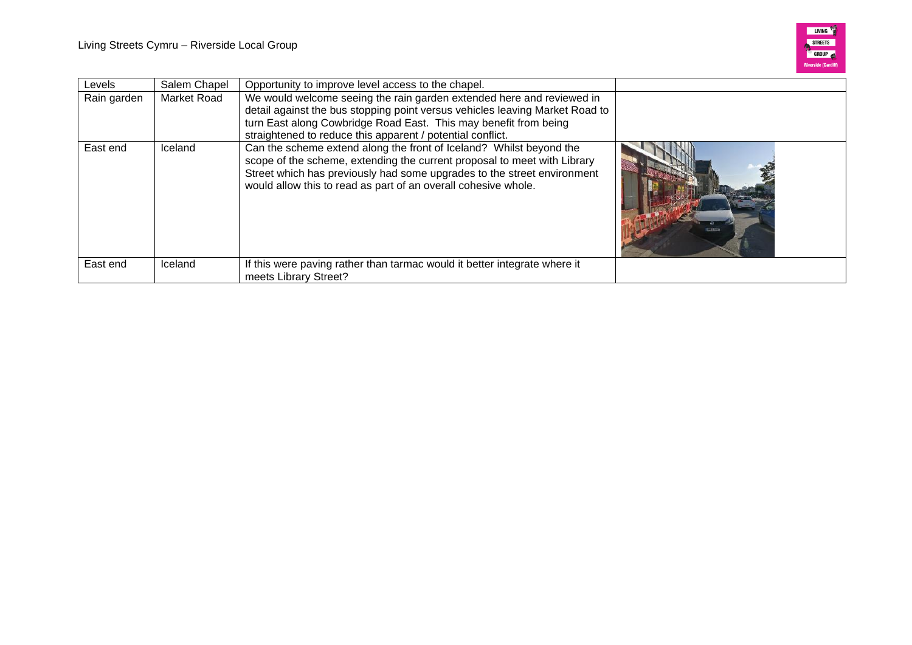| Levels | Salem Chapel | Opportunity to improve level access to the chapel. | |
|---|---|---|---|
| Rain garden | Market Road | We would welcome seeing the rain garden extended here and reviewed in detail against the bus stopping point versus vehicles leaving Market Road to turn East along Cowbridge Road East. This may benefit from being straightened to reduce this apparent / potential conflict. | |
| East end | Iceland | Can the scheme extend along the front of Iceland? Whilst beyond the scope of the scheme, extending the current proposal to meet with Library Street which has previously had some upgrades to the street environment would allow this to read as part of an overall cohesive whole. | |
| East end | Iceland | If this were paving rather than tarmac would it better integrate where it meets Library Street? | |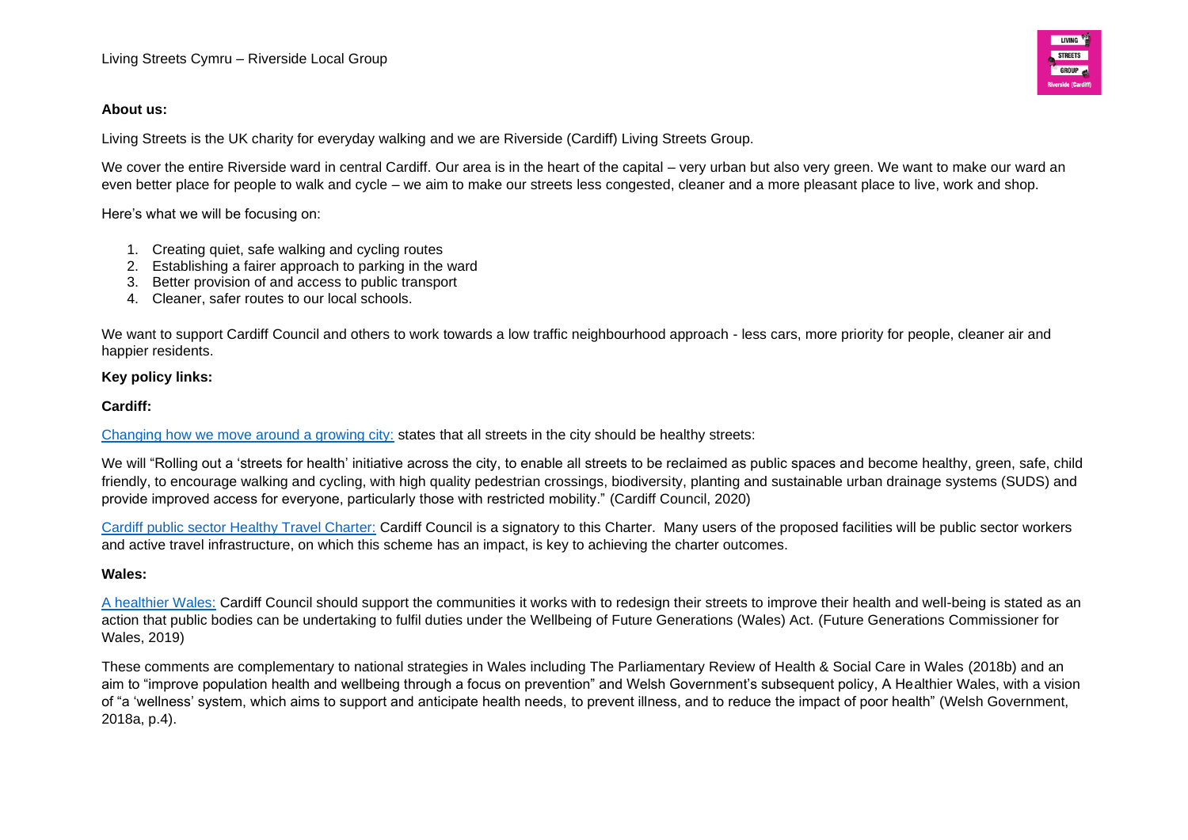**About us:**

Living Streets is the UK charity for everyday walking and we are Riverside (Cardiff) Living Streets Group.

We cover the entire Riverside ward in central Cardiff. Our area is in the heart of the capital – very urban but also very green. We want to make our ward an even better place for people to walk and cycle – we aim to make our streets less congested, cleaner and a more pleasant place to live, work and shop.

Here's what we will be focusing on:

1. Creating quiet, safe walking and cycling routes
2. Establishing a fairer approach to parking in the ward
3. Better provision of and access to public transport
4. Cleaner, safer routes to our local schools.

We want to support Cardiff Council and others to work towards a low traffic neighbourhood approach - less cars, more priority for people, cleaner air and happier residents.

**Key policy links:**

**Cardiff:**

Changing how we move around a growing city: states that all streets in the city should be healthy streets:

We will "Rolling out a 'streets for health' initiative across the city, to enable all streets to be reclaimed as public spaces and become healthy, green, safe, child friendly, to encourage walking and cycling, with high quality pedestrian crossings, biodiversity, planting and sustainable urban drainage systems (SUDS) and provide improved access for everyone, particularly those with restricted mobility." (Cardiff Council, 2020)

Cardiff public sector Healthy Travel Charter: Cardiff Council is a signatory to this Charter. Many users of the proposed facilities will be public sector workers and active travel infrastructure, on which this scheme has an impact, is key to achieving the charter outcomes.

**Wales:**

A healthier Wales: Cardiff Council should support the communities it works with to redesign their streets to improve their health and well-being is stated as an action that public bodies can be undertaking to fulfil duties under the Wellbeing of Future Generations (Wales) Act. (Future Generations Commissioner for Wales, 2019)

These comments are complementary to national strategies in Wales including The Parliamentary Review of Health & Social Care in Wales (2018b) and an aim to "improve population health and wellbeing through a focus on prevention" and Welsh Government's subsequent policy, A Healthier Wales, with a vision of "a 'wellness' system, which aims to support and anticipate health needs, to prevent illness, and to reduce the impact of poor health" (Welsh Government, 2018a, p.4).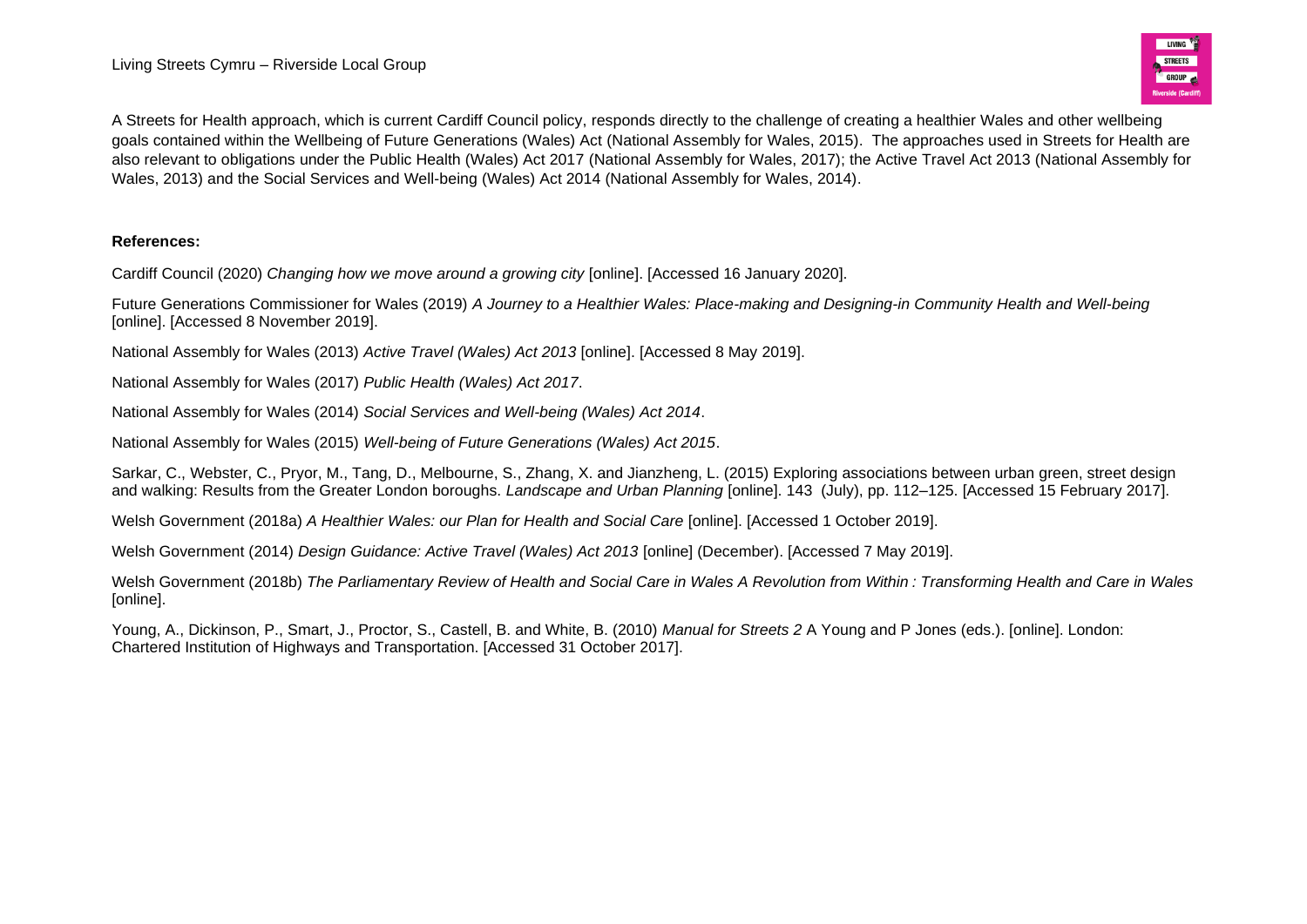A Streets for Health approach, which is current Cardiff Council policy, responds directly to the challenge of creating a healthier Wales and other wellbeing goals contained within the Wellbeing of Future Generations (Wales) Act (National Assembly for Wales, 2015). The approaches used in Streets for Health are also relevant to obligations under the Public Health (Wales) Act 2017 (National Assembly for Wales, 2017); the Active Travel Act 2013 (National Assembly for Wales, 2013) and the Social Services and Well-being (Wales) Act 2014 (National Assembly for Wales, 2014).

**References:**

Cardiff Council (2020) *Changing how we move around a growing city* [online]. [Accessed 16 January 2020].

Future Generations Commissioner for Wales (2019) *A Journey to a Healthier Wales: Place-making and Designing-in Community Health and Well-being* [online]. [Accessed 8 November 2019].

National Assembly for Wales (2013) *Active Travel (Wales) Act 2013* [online]. [Accessed 8 May 2019].

National Assembly for Wales (2017) *Public Health (Wales) Act 2017*.

National Assembly for Wales (2014) *Social Services and Well-being (Wales) Act 2014*.

National Assembly for Wales (2015) *Well-being of Future Generations (Wales) Act 2015*.

Sarkar, C., Webster, C., Pryor, M., Tang, D., Melbourne, S., Zhang, X. and Jianzheng, L. (2015) Exploring associations between urban green, street design and walking: Results from the Greater London boroughs. *Landscape and Urban Planning* [online]. 143 (July), pp. 112–125. [Accessed 15 February 2017].

Welsh Government (2018a) *A Healthier Wales: our Plan for Health and Social Care* [online]. [Accessed 1 October 2019].

Welsh Government (2014) *Design Guidance: Active Travel (Wales) Act 2013* [online] (December). [Accessed 7 May 2019].

Welsh Government (2018b) *The Parliamentary Review of Health and Social Care in Wales A Revolution from Within : Transforming Health and Care in Wales* [online].

Young, A., Dickinson, P., Smart, J., Proctor, S., Castell, B. and White, B. (2010) *Manual for Streets 2* A Young and P Jones (eds.). [online]. London: Chartered Institution of Highways and Transportation. [Accessed 31 October 2017].